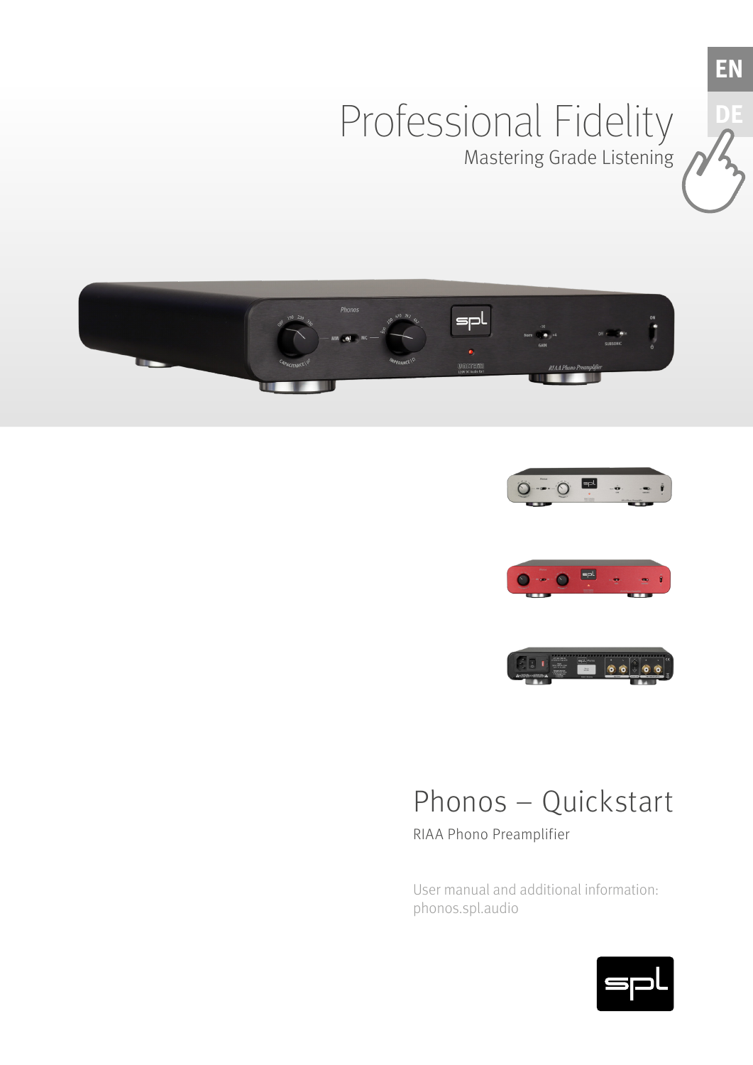EN

DE

# Professional Fidelity

Mastering Grade Listening

# Phonos – Quickstart

RIAA Phono Preamplifier

User manual and additional information:
phonos.spl.audio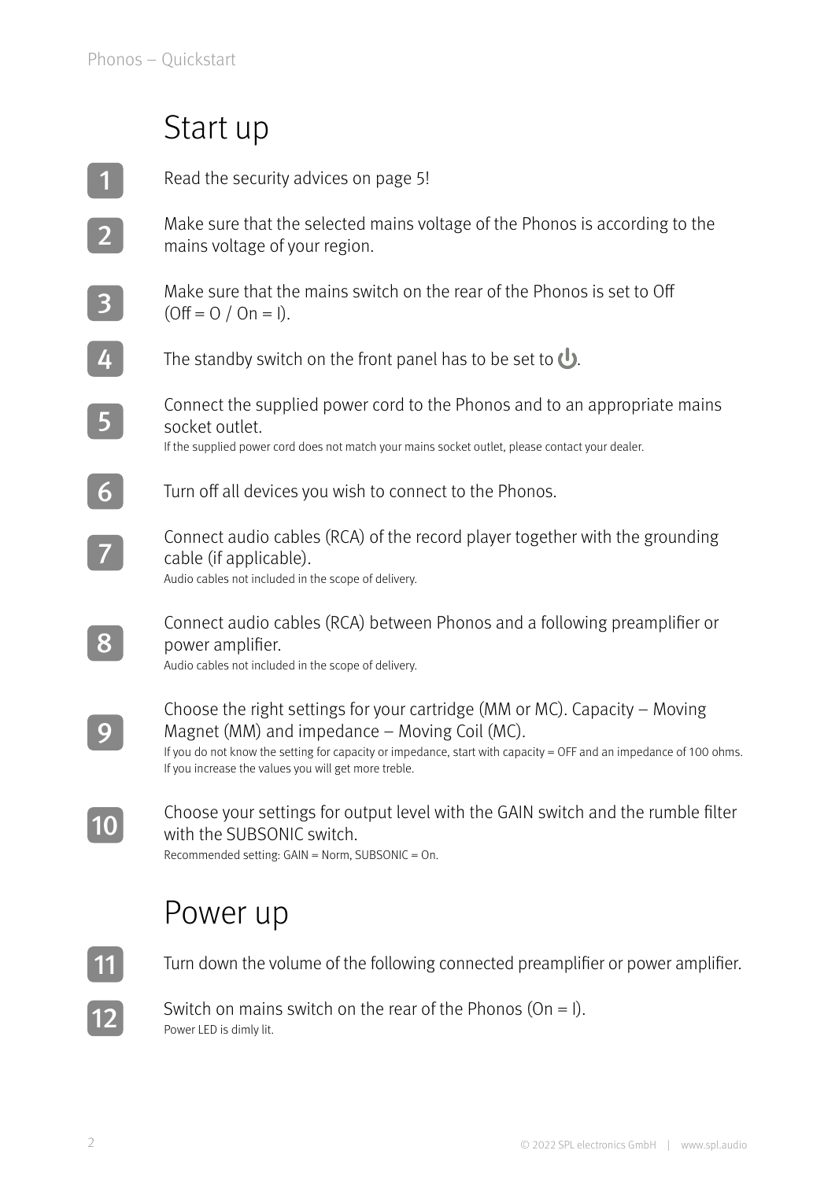# Start up

1. Read the security advices on page 5!

2. Make sure that the selected mains voltage of the Phonos is according to the mains voltage of your region.

3. Make sure that the mains switch on the rear of the Phonos is set to Off (Off = O / On = I).

4. The standby switch on the front panel has to be set to ⏻.

5. Connect the supplied power cord to the Phonos and to an appropriate mains socket outlet.
   If the supplied power cord does not match your mains socket outlet, please contact your dealer.

6. Turn off all devices you wish to connect to the Phonos.

7. Connect audio cables (RCA) of the record player together with the grounding cable (if applicable).
   Audio cables not included in the scope of delivery.

8. Connect audio cables (RCA) between Phonos and a following preamplifier or power amplifier.
   Audio cables not included in the scope of delivery.

9. Choose the right settings for your cartridge (MM or MC). Capacity – Moving Magnet (MM) and impedance – Moving Coil (MC).
   If you do not know the setting for capacity or impedance, start with capacity = OFF and an impedance of 100 ohms. If you increase the values you will get more treble.

10. Choose your settings for output level with the GAIN switch and the rumble filter with the SUBSONIC switch.
    Recommended setting: GAIN = Norm, SUBSONIC = On.

# Power up

11. Turn down the volume of the following connected preamplifier or power amplifier.

12. Switch on mains switch on the rear of the Phonos (On = I).
    Power LED is dimly lit.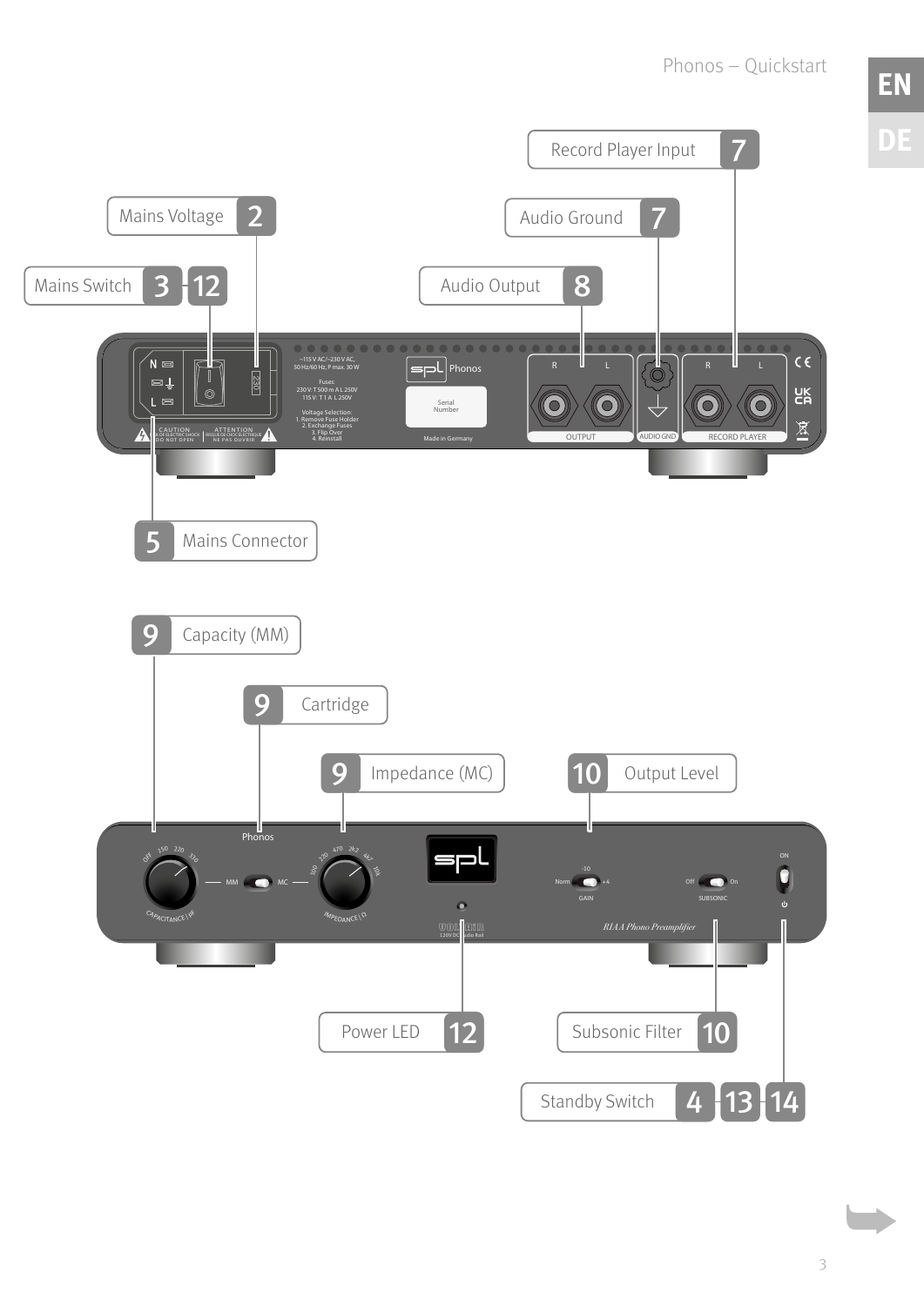Record Player Input 7

Mains Voltage 2

Audio Ground 7

Mains Switch 3 12

Audio Output 8

~115 V AC/~230 V AC, 50 Hz/60 Hz, P max. 30 W

Fuses
230 V: T 500 m A L 250V
115 V: T 1 A L 250V

Voltage Selection:
1. Remove Fuse Holder
2. Exchange Fuses
3. Flip Over
4. Reinstall

CAUTION
RISK OF ELECTRIC SHOCK
DO NOT OPEN

ATTENTION
RISQUE DE CHOC ELECTRIQUE
NE PAS OUVRIR

spl Phonos

Serial Number

Made in Germany

R L
OUTPUT

AUDIO GND

R L
RECORD PLAYER

5 Mains Connector

9 Capacity (MM)

9 Cartridge

9 Impedance (MC)

10 Output Level

Phonos

OFF 150 220 330
CAPACITANCE | pF

MM MC

100 220 470 2k2 4k7 10k
IMPEDANCE | Ω

-10
Norm +4
GAIN

Off On
SUBSONIC

ON

RIAA Phono Preamplifier

120V DC Audio Rail

Power LED 12

Subsonic Filter 10

Standby Switch 4 13 14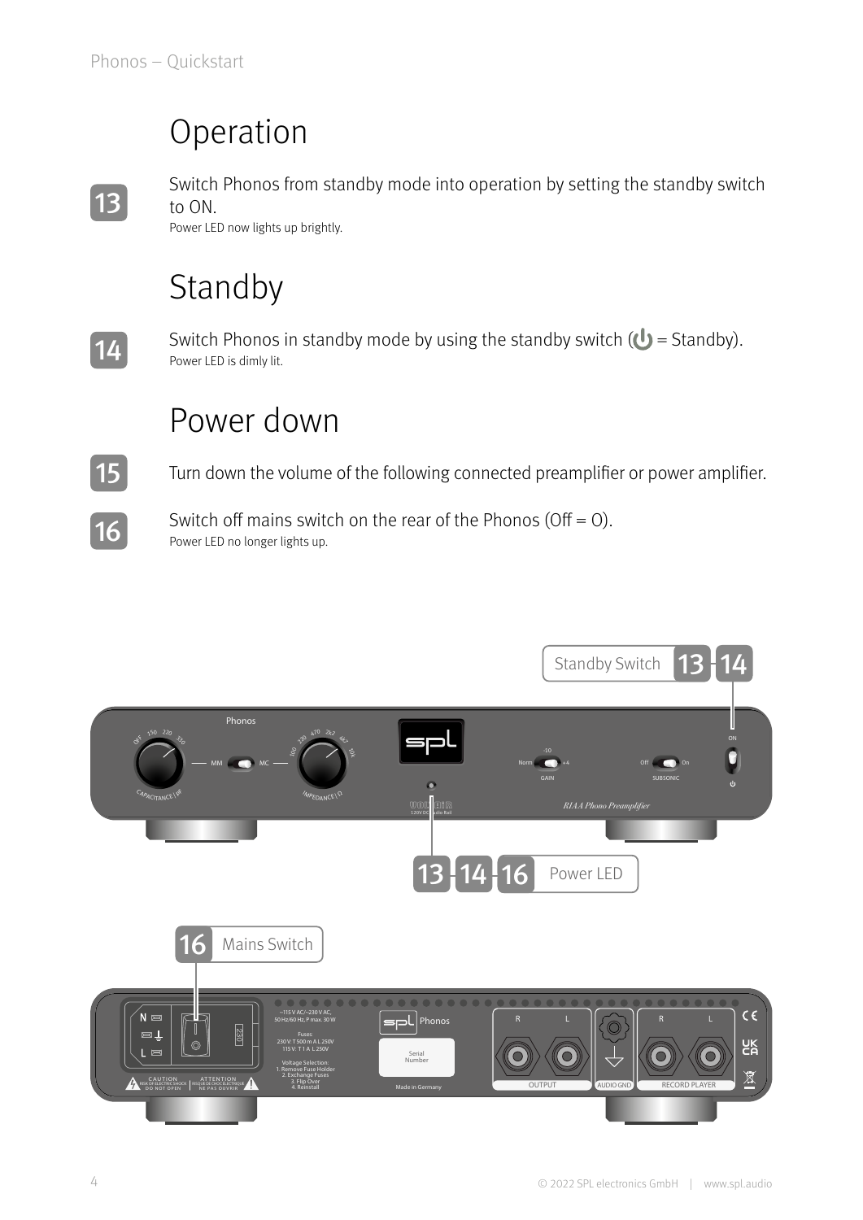# Operation

**13** Switch Phonos from standby mode into operation by setting the standby switch to ON.
Power LED now lights up brightly.

# Standby

**14** Switch Phonos in standby mode by using the standby switch (⏻ = Standby).
Power LED is dimly lit.

# Power down

**15** Turn down the volume of the following connected preamplifier or power amplifier.

**16** Switch off mains switch on the rear of the Phonos (Off = O).
Power LED no longer lights up.

Standby Switch 13 14

Power LED 13 14 16

Mains Switch 16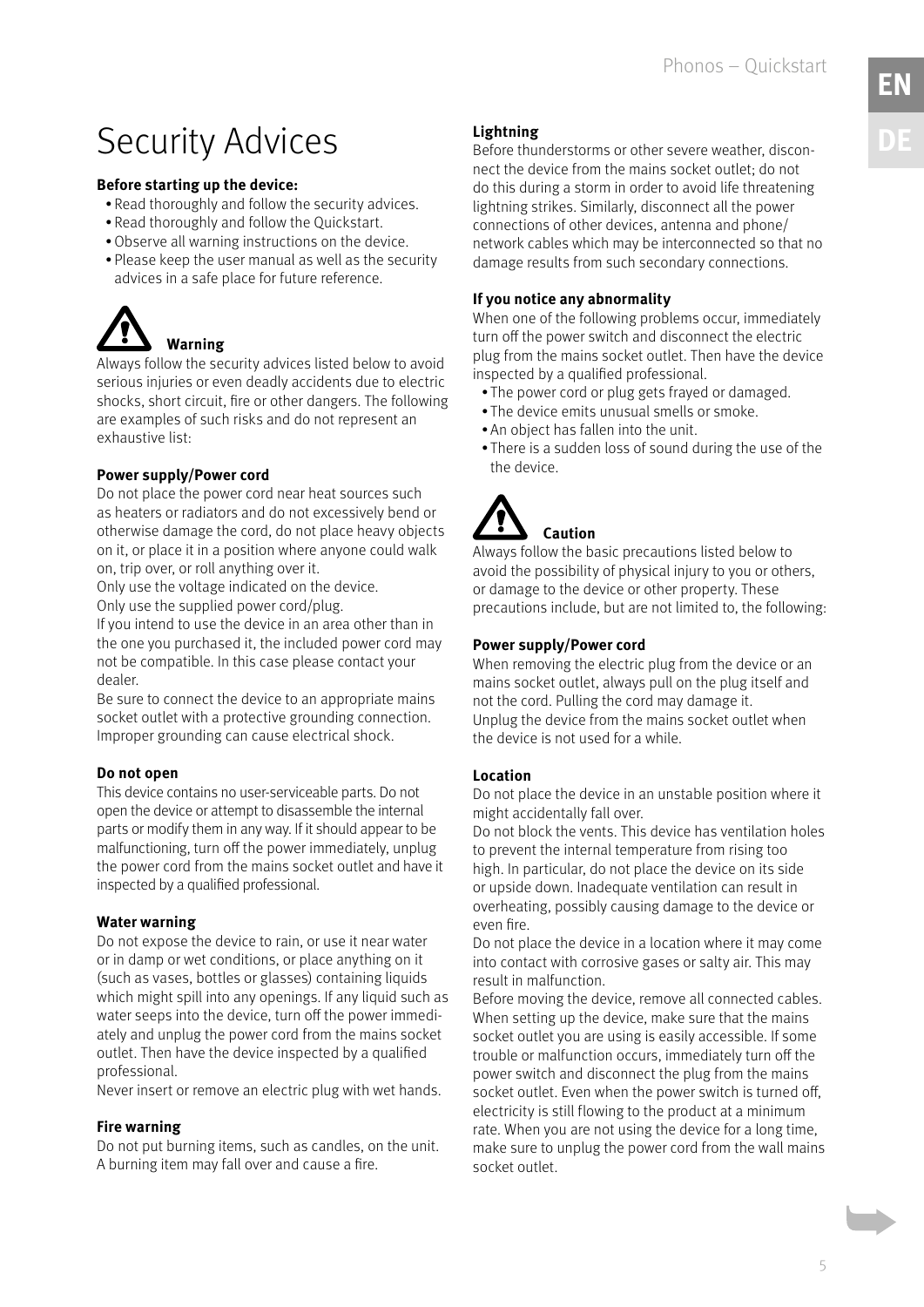# Security Advices

**Before starting up the device:**

- Read thoroughly and follow the security advices.
- Read thoroughly and follow the Quickstart.
- Observe all warning instructions on the device.
- Please keep the user manual as well as the security advices in a safe place for future reference.

## Warning

Always follow the security advices listed below to avoid serious injuries or even deadly accidents due to electric shocks, short circuit, fire or other dangers. The following are examples of such risks and do not represent an exhaustive list:

**Power supply/Power cord**

Do not place the power cord near heat sources such as heaters or radiators and do not excessively bend or otherwise damage the cord, do not place heavy objects on it, or place it in a position where anyone could walk on, trip over, or roll anything over it.
Only use the voltage indicated on the device.
Only use the supplied power cord/plug.
If you intend to use the device in an area other than in the one you purchased it, the included power cord may not be compatible. In this case please contact your dealer.
Be sure to connect the device to an appropriate mains socket outlet with a protective grounding connection. Improper grounding can cause electrical shock.

**Do not open**

This device contains no user-serviceable parts. Do not open the device or attempt to disassemble the internal parts or modify them in any way. If it should appear to be malfunctioning, turn off the power immediately, unplug the power cord from the mains socket outlet and have it inspected by a qualified professional.

**Water warning**

Do not expose the device to rain, or use it near water or in damp or wet conditions, or place anything on it (such as vases, bottles or glasses) containing liquids which might spill into any openings. If any liquid such as water seeps into the device, turn off the power immediately and unplug the power cord from the mains socket outlet. Then have the device inspected by a qualified professional.
Never insert or remove an electric plug with wet hands.

**Fire warning**

Do not put burning items, such as candles, on the unit. A burning item may fall over and cause a fire.

**Lightning**

Before thunderstorms or other severe weather, disconnect the device from the mains socket outlet; do not do this during a storm in order to avoid life threatening lightning strikes. Similarly, disconnect all the power connections of other devices, antenna and phone/network cables which may be interconnected so that no damage results from such secondary connections.

**If you notice any abnormality**

When one of the following problems occur, immediately turn off the power switch and disconnect the electric plug from the mains socket outlet. Then have the device inspected by a qualified professional.

- The power cord or plug gets frayed or damaged.
- The device emits unusual smells or smoke.
- An object has fallen into the unit.
- There is a sudden loss of sound during the use of the the device.

## Caution

Always follow the basic precautions listed below to avoid the possibility of physical injury to you or others, or damage to the device or other property. These precautions include, but are not limited to, the following:

**Power supply/Power cord**

When removing the electric plug from the device or an mains socket outlet, always pull on the plug itself and not the cord. Pulling the cord may damage it.
Unplug the device from the mains socket outlet when the device is not used for a while.

**Location**

Do not place the device in an unstable position where it might accidentally fall over.
Do not block the vents. This device has ventilation holes to prevent the internal temperature from rising too high. In particular, do not place the device on its side or upside down. Inadequate ventilation can result in overheating, possibly causing damage to the device or even fire.
Do not place the device in a location where it may come into contact with corrosive gases or salty air. This may result in malfunction.
Before moving the device, remove all connected cables. When setting up the device, make sure that the mains socket outlet you are using is easily accessible. If some trouble or malfunction occurs, immediately turn off the power switch and disconnect the plug from the mains socket outlet. Even when the power switch is turned off, electricity is still flowing to the product at a minimum rate. When you are not using the device for a long time, make sure to unplug the power cord from the wall mains socket outlet.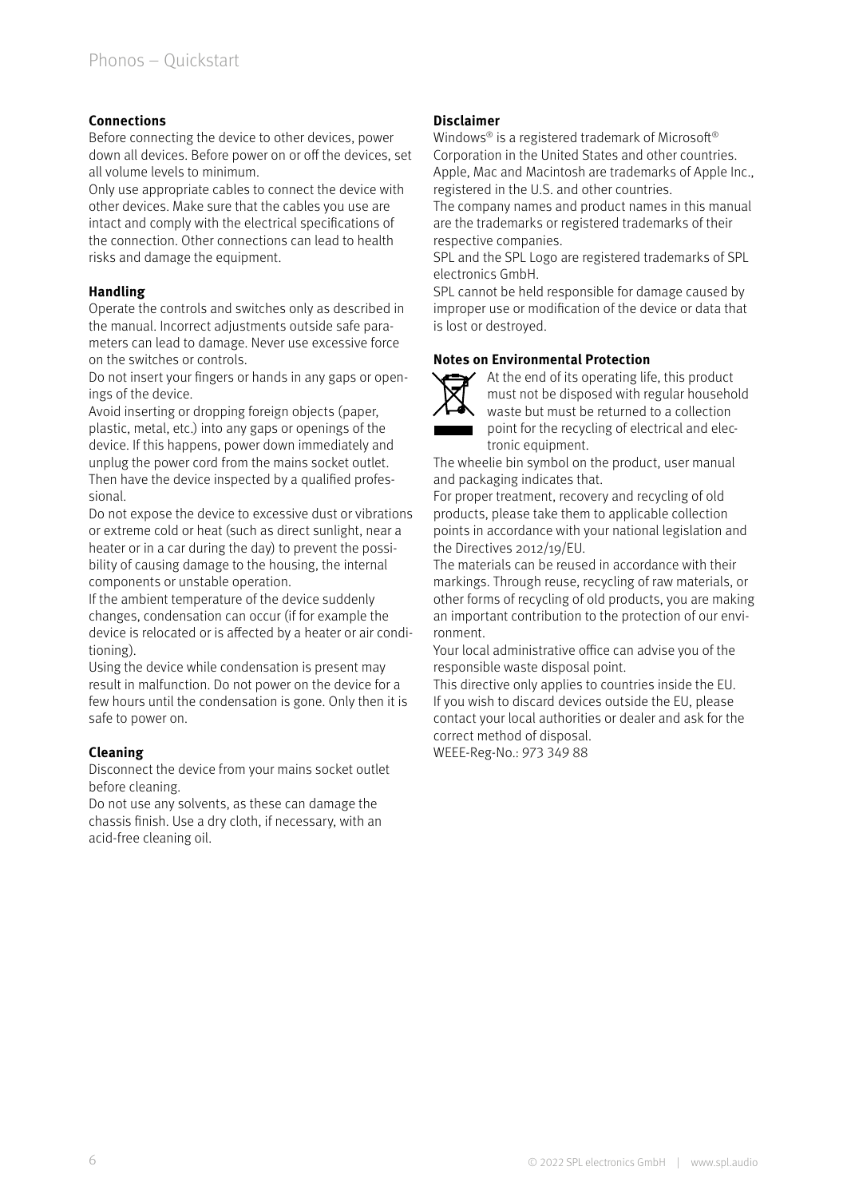## Connections

Before connecting the device to other devices, power down all devices. Before power on or off the devices, set all volume levels to minimum.

Only use appropriate cables to connect the device with other devices. Make sure that the cables you use are intact and comply with the electrical specifications of the connection. Other connections can lead to health risks and damage the equipment.

## Handling

Operate the controls and switches only as described in the manual. Incorrect adjustments outside safe parameters can lead to damage. Never use excessive force on the switches or controls.

Do not insert your fingers or hands in any gaps or openings of the device.

Avoid inserting or dropping foreign objects (paper, plastic, metal, etc.) into any gaps or openings of the device. If this happens, power down immediately and unplug the power cord from the mains socket outlet. Then have the device inspected by a qualified professional.

Do not expose the device to excessive dust or vibrations or extreme cold or heat (such as direct sunlight, near a heater or in a car during the day) to prevent the possibility of causing damage to the housing, the internal components or unstable operation.

If the ambient temperature of the device suddenly changes, condensation can occur (if for example the device is relocated or is affected by a heater or air conditioning).

Using the device while condensation is present may result in malfunction. Do not power on the device for a few hours until the condensation is gone. Only then it is safe to power on.

## Cleaning

Disconnect the device from your mains socket outlet before cleaning.

Do not use any solvents, as these can damage the chassis finish. Use a dry cloth, if necessary, with an acid-free cleaning oil.

## Disclaimer

Windows® is a registered trademark of Microsoft® Corporation in the United States and other countries. Apple, Mac and Macintosh are trademarks of Apple Inc., registered in the U.S. and other countries.

The company names and product names in this manual are the trademarks or registered trademarks of their respective companies.

SPL and the SPL Logo are registered trademarks of SPL electronics GmbH.

SPL cannot be held responsible for damage caused by improper use or modification of the device or data that is lost or destroyed.

## Notes on Environmental Protection

At the end of its operating life, this product must not be disposed with regular household waste but must be returned to a collection point for the recycling of electrical and electronic equipment.

The wheelie bin symbol on the product, user manual and packaging indicates that.

For proper treatment, recovery and recycling of old products, please take them to applicable collection points in accordance with your national legislation and the Directives 2012/19/EU.

The materials can be reused in accordance with their markings. Through reuse, recycling of raw materials, or other forms of recycling of old products, you are making an important contribution to the protection of our environment.

Your local administrative office can advise you of the responsible waste disposal point.

This directive only applies to countries inside the EU. If you wish to discard devices outside the EU, please contact your local authorities or dealer and ask for the correct method of disposal.

WEEE-Reg-No.: 973 349 88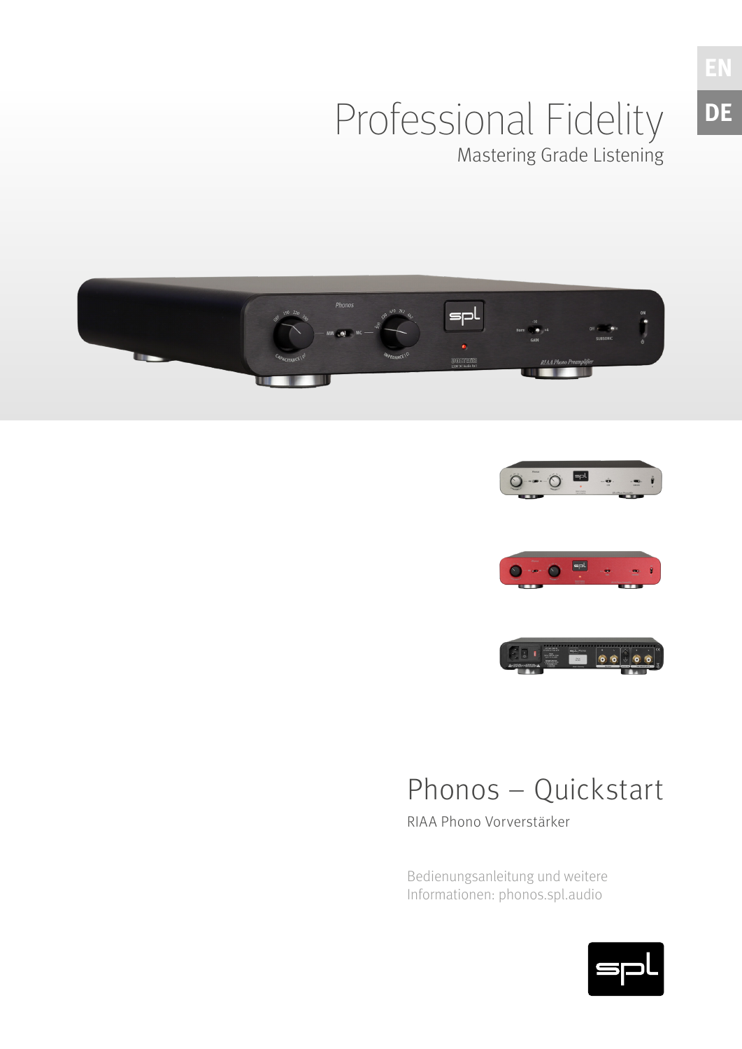EN

DE

# Professional Fidelity

Mastering Grade Listening

# Phonos – Quickstart

RIAA Phono Vorverstärker

Bedienungsanleitung und weitere Informationen: phonos.spl.audio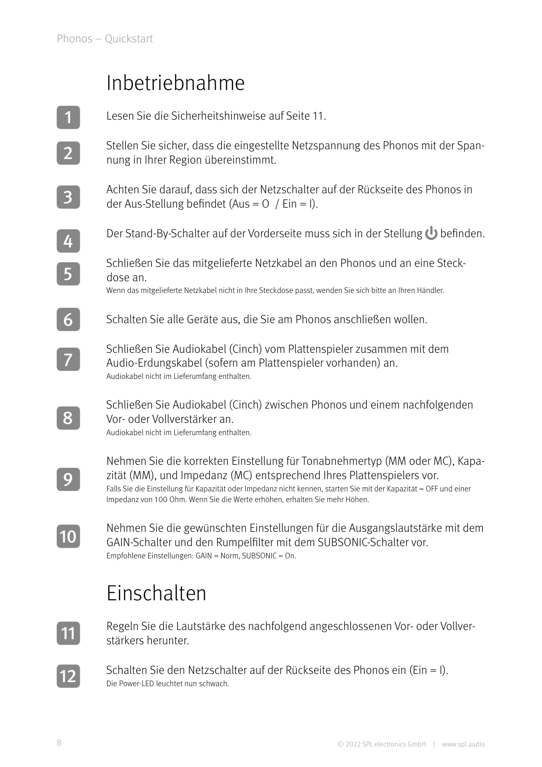# Inbetriebnahme

1. Lesen Sie die Sicherheitshinweise auf Seite 11.

2. Stellen Sie sicher, dass die eingestellte Netzspannung des Phonos mit der Spannung in Ihrer Region übereinstimmt.

3. Achten Sie darauf, dass sich der Netzschalter auf der Rückseite des Phonos in der Aus-Stellung befindet (Aus = O / Ein = I).

4. Der Stand-By-Schalter auf der Vorderseite muss sich in der Stellung ⏻ befinden.

5. Schließen Sie das mitgelieferte Netzkabel an den Phonos und an eine Steckdose an.
   Wenn das mitgelieferte Netzkabel nicht in Ihre Steckdose passt, wenden Sie sich bitte an Ihren Händler.

6. Schalten Sie alle Geräte aus, die Sie am Phonos anschließen wollen.

7. Schließen Sie Audiokabel (Cinch) vom Plattenspieler zusammen mit dem Audio-Erdungskabel (sofern am Plattenspieler vorhanden) an.
   Audiokabel nicht im Lieferumfang enthalten.

8. Schließen Sie Audiokabel (Cinch) zwischen Phonos und einem nachfolgenden Vor- oder Vollverstärker an.
   Audiokabel nicht im Lieferumfang enthalten.

9. Nehmen Sie die korrekten Einstellung für Tonabnehmertyp (MM oder MC), Kapazität (MM), und Impedanz (MC) entsprechend Ihres Plattenspielers vor.
   Falls Sie die Einstellung für Kapazität oder Impedanz nicht kennen, starten Sie mit der Kapazität = OFF und einer Impedanz von 100 Ohm. Wenn Sie die Werte erhöhen, erhalten Sie mehr Höhen.

10. Nehmen Sie die gewünschten Einstellungen für die Ausgangslautstärke mit dem GAIN-Schalter und den Rumpelfilter mit dem SUBSONIC-Schalter vor.
    Empfohlene Einstellungen: GAIN = Norm, SUBSONIC = On.

# Einschalten

11. Regeln Sie die Lautstärke des nachfolgend angeschlossenen Vor- oder Vollverstärkers herunter.

12. Schalten Sie den Netzschalter auf der Rückseite des Phonos ein (Ein = I).
    Die Power-LED leuchtet nun schwach.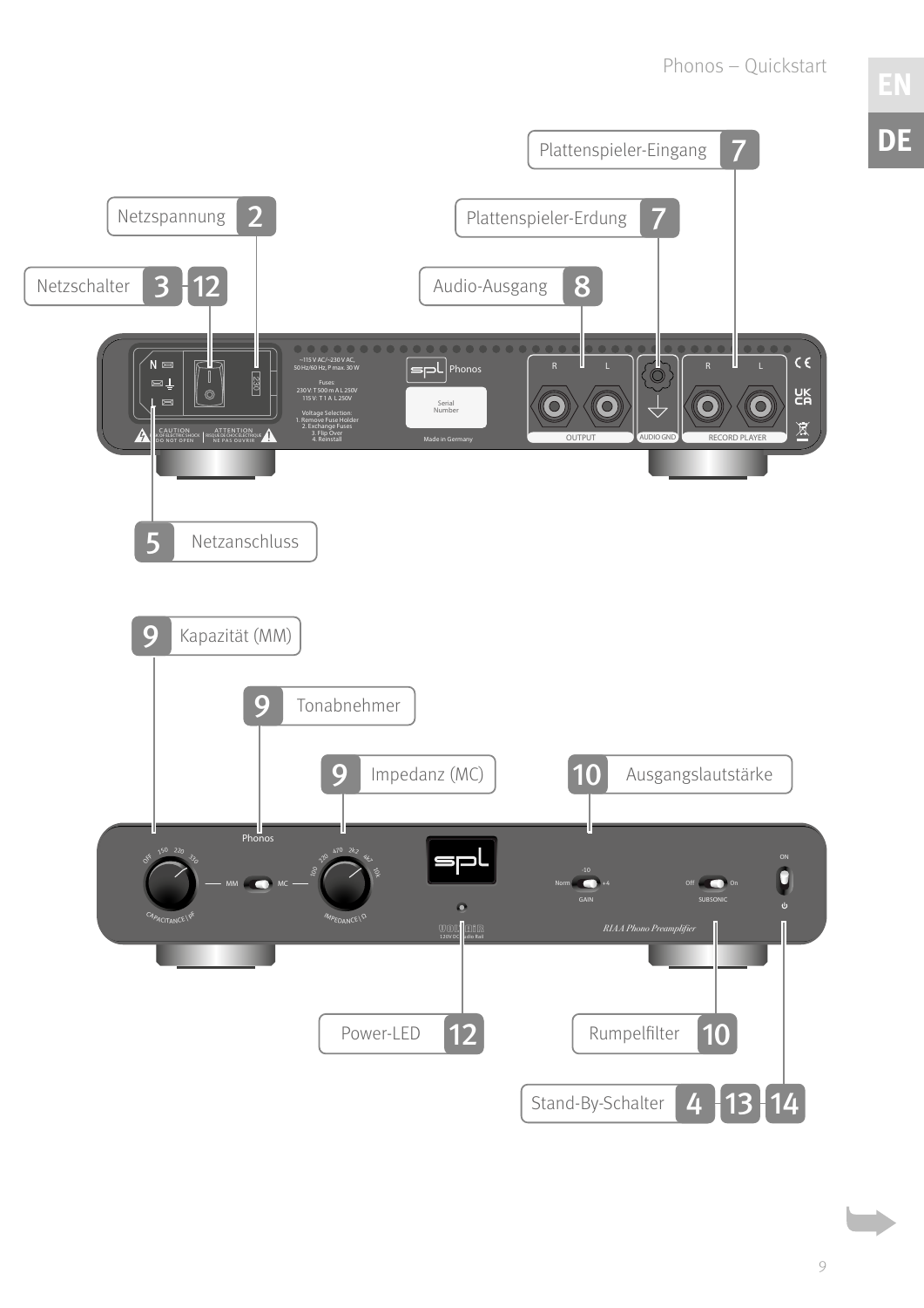Plattenspieler-Eingang 7

Netzspannung 2

Plattenspieler-Erdung 7

Netzschalter 3 12

Audio-Ausgang 8

Netzanschluss 5

Kapazität (MM) 9

Tonabnehmer 9

Impedanz (MC) 9

Ausgangslautstärke 10

Power-LED 12

Rumpelfilter 10

Stand-By-Schalter 4 13 14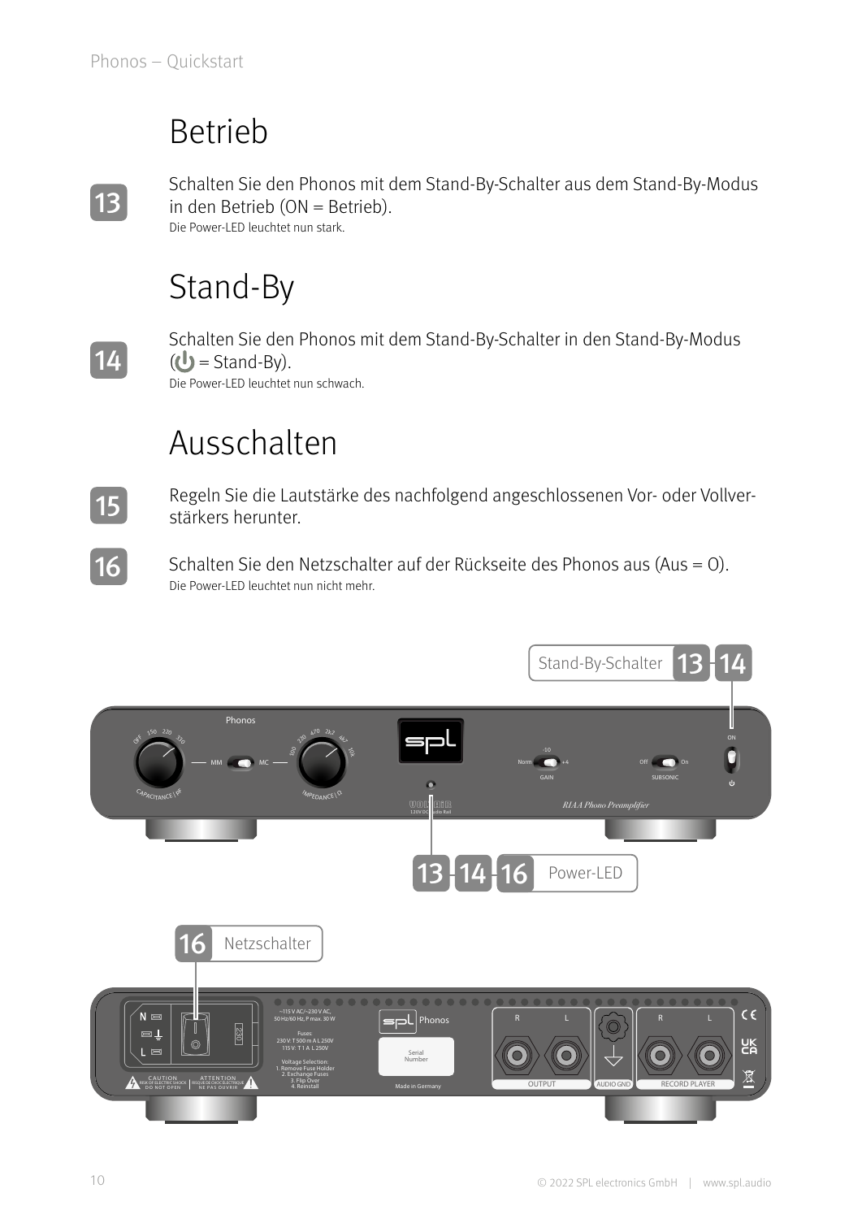# Betrieb

**13** Schalten Sie den Phonos mit dem Stand-By-Schalter aus dem Stand-By-Modus in den Betrieb (ON = Betrieb).
Die Power-LED leuchtet nun stark.

# Stand-By

**14** Schalten Sie den Phonos mit dem Stand-By-Schalter in den Stand-By-Modus (⏻ = Stand-By).
Die Power-LED leuchtet nun schwach.

# Ausschalten

**15** Regeln Sie die Lautstärke des nachfolgend angeschlossenen Vor- oder Vollverstärkers herunter.

**16** Schalten Sie den Netzschalter auf der Rückseite des Phonos aus (Aus = O).
Die Power-LED leuchtet nun nicht mehr.

Stand-By-Schalter 13 14

13 14 16 Power-LED

16 Netzschalter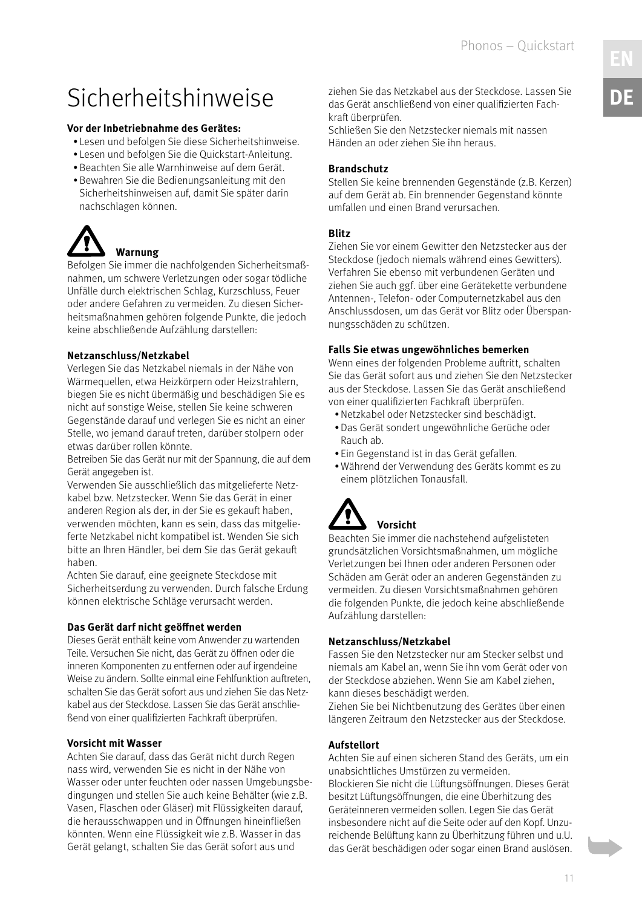# Sicherheitshinweise

**Vor der Inbetriebnahme des Gerätes:**

- Lesen und befolgen Sie diese Sicherheitshinweise.
- Lesen und befolgen Sie die Quickstart-Anleitung.
- Beachten Sie alle Warnhinweise auf dem Gerät.
- Bewahren Sie die Bedienungsanleitung mit den Sicherheitshinweisen auf, damit Sie später darin nachschlagen können.

**Warnung**

Befolgen Sie immer die nachfolgenden Sicherheitsmaßnahmen, um schwere Verletzungen oder sogar tödliche Unfälle durch elektrischen Schlag, Kurzschluss, Feuer oder andere Gefahren zu vermeiden. Zu diesen Sicherheitsmaßnahmen gehören folgende Punkte, die jedoch keine abschließende Aufzählung darstellen:

**Netzanschluss/Netzkabel**

Verlegen Sie das Netzkabel niemals in der Nähe von Wärmequellen, etwa Heizkörpern oder Heizstrahlern, biegen Sie es nicht übermäßig und beschädigen Sie es nicht auf sonstige Weise, stellen Sie keine schweren Gegenstände darauf und verlegen Sie es nicht an einer Stelle, wo jemand darauf treten, darüber stolpern oder etwas darüber rollen könnte.

Betreiben Sie das Gerät nur mit der Spannung, die auf dem Gerät angegeben ist.

Verwenden Sie ausschließlich das mitgelieferte Netzkabel bzw. Netzstecker. Wenn Sie das Gerät in einer anderen Region als der, in der Sie es gekauft haben, verwenden möchten, kann es sein, dass das mitgelieferte Netzkabel nicht kompatibel ist. Wenden Sie sich bitte an Ihren Händler, bei dem Sie das Gerät gekauft haben.

Achten Sie darauf, eine geeignete Steckdose mit Sicherheitserdung zu verwenden. Durch falsche Erdung können elektrische Schläge verursacht werden.

**Das Gerät darf nicht geöffnet werden**

Dieses Gerät enthält keine vom Anwender zu wartenden Teile. Versuchen Sie nicht, das Gerät zu öffnen oder die inneren Komponenten zu entfernen oder auf irgendeine Weise zu ändern. Sollte einmal eine Fehlfunktion auftreten, schalten Sie das Gerät sofort aus und ziehen Sie das Netzkabel aus der Steckdose. Lassen Sie das Gerät anschließend von einer qualifizierten Fachkraft überprüfen.

**Vorsicht mit Wasser**

Achten Sie darauf, dass das Gerät nicht durch Regen nass wird, verwenden Sie es nicht in der Nähe von Wasser oder unter feuchten oder nassen Umgebungsbedingungen und stellen Sie auch keine Behälter (wie z.B. Vasen, Flaschen oder Gläser) mit Flüssigkeiten darauf, die herausschwappen und in Öffnungen hineinfließen könnten. Wenn eine Flüssigkeit wie z.B. Wasser in das Gerät gelangt, schalten Sie das Gerät sofort aus und ziehen Sie das Netzkabel aus der Steckdose. Lassen Sie das Gerät anschließend von einer qualifizierten Fachkraft überprüfen.

Schließen Sie den Netzstecker niemals mit nassen Händen an oder ziehen Sie ihn heraus.

**Brandschutz**

Stellen Sie keine brennenden Gegenstände (z.B. Kerzen) auf dem Gerät ab. Ein brennender Gegenstand könnte umfallen und einen Brand verursachen.

**Blitz**

Ziehen Sie vor einem Gewitter den Netzstecker aus der Steckdose (jedoch niemals während eines Gewitters). Verfahren Sie ebenso mit verbundenen Geräten und ziehen Sie auch ggf. über eine Gerätekette verbundene Antennen-, Telefon- oder Computernetzkabel aus den Anschlussdosen, um das Gerät vor Blitz oder Überspannungsschäden zu schützen.

**Falls Sie etwas ungewöhnliches bemerken**

Wenn eines der folgenden Probleme auftritt, schalten Sie das Gerät sofort aus und ziehen Sie den Netzstecker aus der Steckdose. Lassen Sie das Gerät anschließend von einer qualifizierten Fachkraft überprüfen.

- Netzkabel oder Netzstecker sind beschädigt.
- Das Gerät sondert ungewöhnliche Gerüche oder Rauch ab.
- Ein Gegenstand ist in das Gerät gefallen.
- Während der Verwendung des Geräts kommt es zu einem plötzlichen Tonausfall.

**Vorsicht**

Beachten Sie immer die nachstehend aufgelisteten grundsätzlichen Vorsichtsmaßnahmen, um mögliche Verletzungen bei Ihnen oder anderen Personen oder Schäden am Gerät oder an anderen Gegenständen zu vermeiden. Zu diesen Vorsichtsmaßnahmen gehören die folgenden Punkte, die jedoch keine abschließende Aufzählung darstellen:

**Netzanschluss/Netzkabel**

Fassen Sie den Netzstecker nur am Stecker selbst und niemals am Kabel an, wenn Sie ihn vom Gerät oder von der Steckdose abziehen. Wenn Sie am Kabel ziehen, kann dieses beschädigt werden.

Ziehen Sie bei Nichtbenutzung des Gerätes über einen längeren Zeitraum den Netzstecker aus der Steckdose.

**Aufstellort**

Achten Sie auf einen sicheren Stand des Geräts, um ein unabsichtliches Umstürzen zu vermeiden.

Blockieren Sie nicht die Lüftungsöffnungen. Dieses Gerät besitzt Lüftungsöffnungen, die eine Überhitzung des Geräteinneren vermeiden sollen. Legen Sie das Gerät insbesondere nicht auf die Seite oder auf den Kopf. Unzureichende Belüftung kann zu Überhitzung führen und u.U. das Gerät beschädigen oder sogar einen Brand auslösen.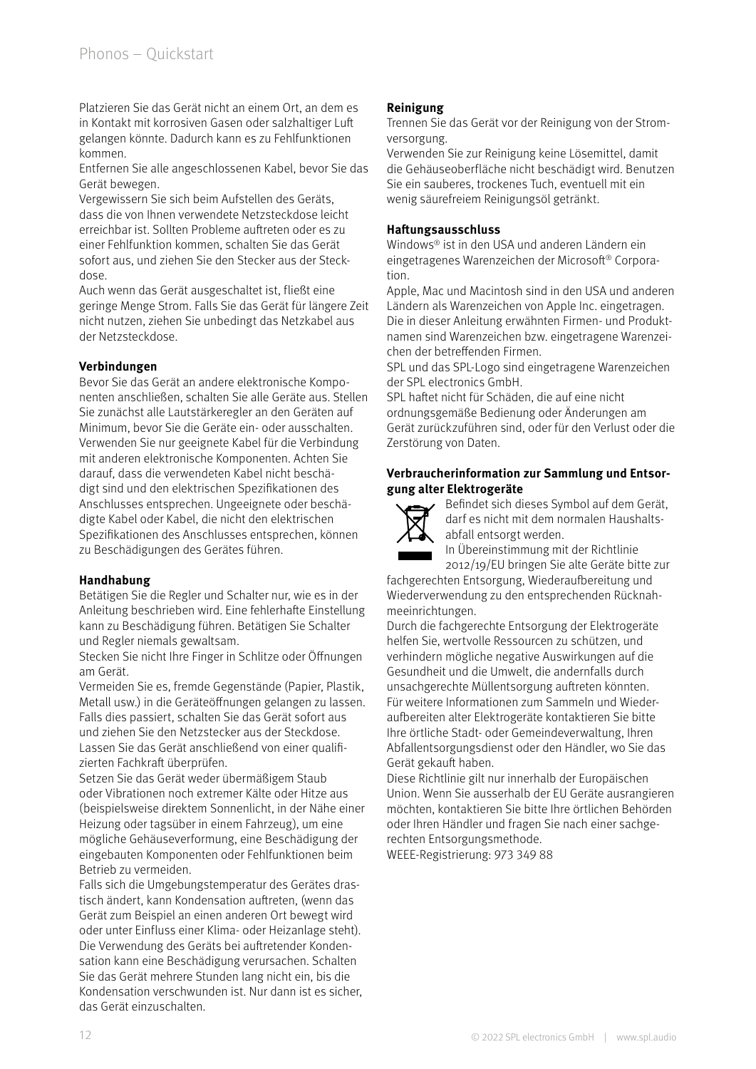Platzieren Sie das Gerät nicht an einem Ort, an dem es in Kontakt mit korrosiven Gasen oder salzhaltiger Luft gelangen könnte. Dadurch kann es zu Fehlfunktionen kommen.
Entfernen Sie alle angeschlossenen Kabel, bevor Sie das Gerät bewegen.
Vergewissern Sie sich beim Aufstellen des Geräts, dass die von Ihnen verwendete Netzsteckdose leicht erreichbar ist. Sollten Probleme auftreten oder es zu einer Fehlfunktion kommen, schalten Sie das Gerät sofort aus, und ziehen Sie den Stecker aus der Steckdose.
Auch wenn das Gerät ausgeschaltet ist, fließt eine geringe Menge Strom. Falls Sie das Gerät für längere Zeit nicht nutzen, ziehen Sie unbedingt das Netzkabel aus der Netzsteckdose.

**Verbindungen**
Bevor Sie das Gerät an andere elektronische Komponenten anschließen, schalten Sie alle Geräte aus. Stellen Sie zunächst alle Lautstärkeregler an den Geräten auf Minimum, bevor Sie die Geräte ein- oder ausschalten. Verwenden Sie nur geeignete Kabel für die Verbindung mit anderen elektronische Komponenten. Achten Sie darauf, dass die verwendeten Kabel nicht beschädigt sind und den elektrischen Spezifikationen des Anschlusses entsprechen. Ungeeignete oder beschädigte Kabel oder Kabel, die nicht den elektrischen Spezifikationen des Anschlusses entsprechen, können zu Beschädigungen des Gerätes führen.

**Handhabung**
Betätigen Sie die Regler und Schalter nur, wie es in der Anleitung beschrieben wird. Eine fehlerhafte Einstellung kann zu Beschädigung führen. Betätigen Sie Schalter und Regler niemals gewaltsam.
Stecken Sie nicht Ihre Finger in Schlitze oder Öffnungen am Gerät.
Vermeiden Sie es, fremde Gegenstände (Papier, Plastik, Metall usw.) in die Geräteöffnungen gelangen zu lassen. Falls dies passiert, schalten Sie das Gerät sofort aus und ziehen Sie den Netzstecker aus der Steckdose. Lassen Sie das Gerät anschließend von einer qualifizierten Fachkraft überprüfen.
Setzen Sie das Gerät weder übermäßigem Staub oder Vibrationen noch extremer Kälte oder Hitze aus (beispielsweise direktem Sonnenlicht, in der Nähe einer Heizung oder tagsüber in einem Fahrzeug), um eine mögliche Gehäuseverformung, eine Beschädigung der eingebauten Komponenten oder Fehlfunktionen beim Betrieb zu vermeiden.
Falls sich die Umgebungstemperatur des Gerätes drastisch ändert, kann Kondensation auftreten, (wenn das Gerät zum Beispiel an einen anderen Ort bewegt wird oder unter Einfluss einer Klima- oder Heizanlage steht). Die Verwendung des Geräts bei auftretender Kondensation kann eine Beschädigung verursachen. Schalten Sie das Gerät mehrere Stunden lang nicht ein, bis die Kondensation verschwunden ist. Nur dann ist es sicher, das Gerät einzuschalten.

**Reinigung**
Trennen Sie das Gerät vor der Reinigung von der Stromversorgung.
Verwenden Sie zur Reinigung keine Lösemittel, damit die Gehäuseoberfläche nicht beschädigt wird. Benutzen Sie ein sauberes, trockenes Tuch, eventuell mit ein wenig säurefreiem Reinigungsöl getränkt.

**Haftungsausschluss**
Windows® ist in den USA und anderen Ländern ein eingetragenes Warenzeichen der Microsoft® Corporation.
Apple, Mac und Macintosh sind in den USA und anderen Ländern als Warenzeichen von Apple Inc. eingetragen.
Die in dieser Anleitung erwähnten Firmen- und Produktnamen sind Warenzeichen bzw. eingetragene Warenzeichen der betreffenden Firmen.
SPL und das SPL-Logo sind eingetragene Warenzeichen der SPL electronics GmbH.
SPL haftet nicht für Schäden, die auf eine nicht ordnungsgemäße Bedienung oder Änderungen am Gerät zurückzuführen sind, oder für den Verlust oder die Zerstörung von Daten.

**Verbraucherinformation zur Sammlung und Entsorgung alter Elektrogeräte**
Befindet sich dieses Symbol auf dem Gerät, darf es nicht mit dem normalen Haushaltsabfall entsorgt werden.
In Übereinstimmung mit der Richtlinie 2012/19/EU bringen Sie alte Geräte bitte zur fachgerechten Entsorgung, Wiederaufbereitung und Wiederverwendung zu den entsprechenden Rücknahmeeinrichtungen.
Durch die fachgerechte Entsorgung der Elektrogeräte helfen Sie, wertvolle Ressourcen zu schützen, und verhindern mögliche negative Auswirkungen auf die Gesundheit und die Umwelt, die andernfalls durch unsachgerechte Müllentsorgung auftreten könnten.
Für weitere Informationen zum Sammeln und Wiederaufbereiten alter Elektrogeräte kontaktieren Sie bitte Ihre örtliche Stadt- oder Gemeindeverwaltung, Ihren Abfallentsorgungsdienst oder den Händler, wo Sie das Gerät gekauft haben.
Diese Richtlinie gilt nur innerhalb der Europäischen Union. Wenn Sie ausserhalb der EU Geräte ausrangieren möchten, kontaktieren Sie bitte Ihre örtlichen Behörden oder Ihren Händler und fragen Sie nach einer sachgerechten Entsorgungsmethode.
WEEE-Registrierung: 973 349 88